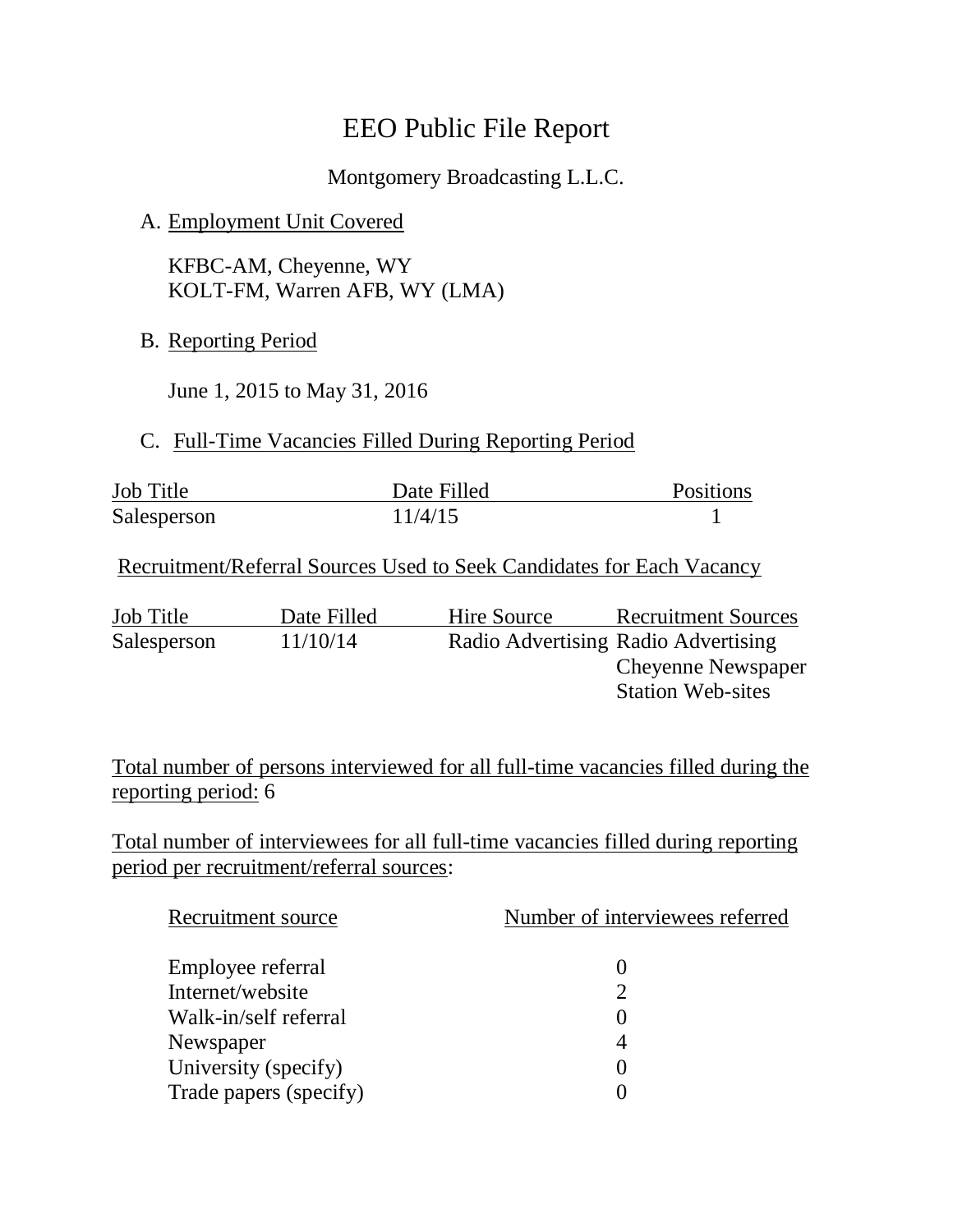# EEO Public File Report

Montgomery Broadcasting L.L.C.

A. Employment Unit Covered

KFBC-AM, Cheyenne, WY
KOLT-FM, Warren AFB, WY (LMA)

B. Reporting Period

June 1, 2015 to May 31, 2016

C. Full-Time Vacancies Filled During Reporting Period

| Job Title | Date Filled | Positions |
|---|---|---|
| Salesperson | 11/4/15 | 1 |

Recruitment/Referral Sources Used to Seek Candidates for Each Vacancy

| Job Title | Date Filled | Hire Source | Recruitment Sources |
|---|---|---|---|
| Salesperson | 11/10/14 | Radio Advertising | Radio Advertising<br>Cheyenne Newspaper<br>Station Web-sites |

Total number of persons interviewed for all full-time vacancies filled during the reporting period: 6

Total number of interviewees for all full-time vacancies filled during reporting period per recruitment/referral sources:

| Recruitment source | Number of interviewees referred |
|---|---|
| Employee referral | 0 |
| Internet/website | 2 |
| Walk-in/self referral | 0 |
| Newspaper | 4 |
| University (specify) | 0 |
| Trade papers (specify) | 0 |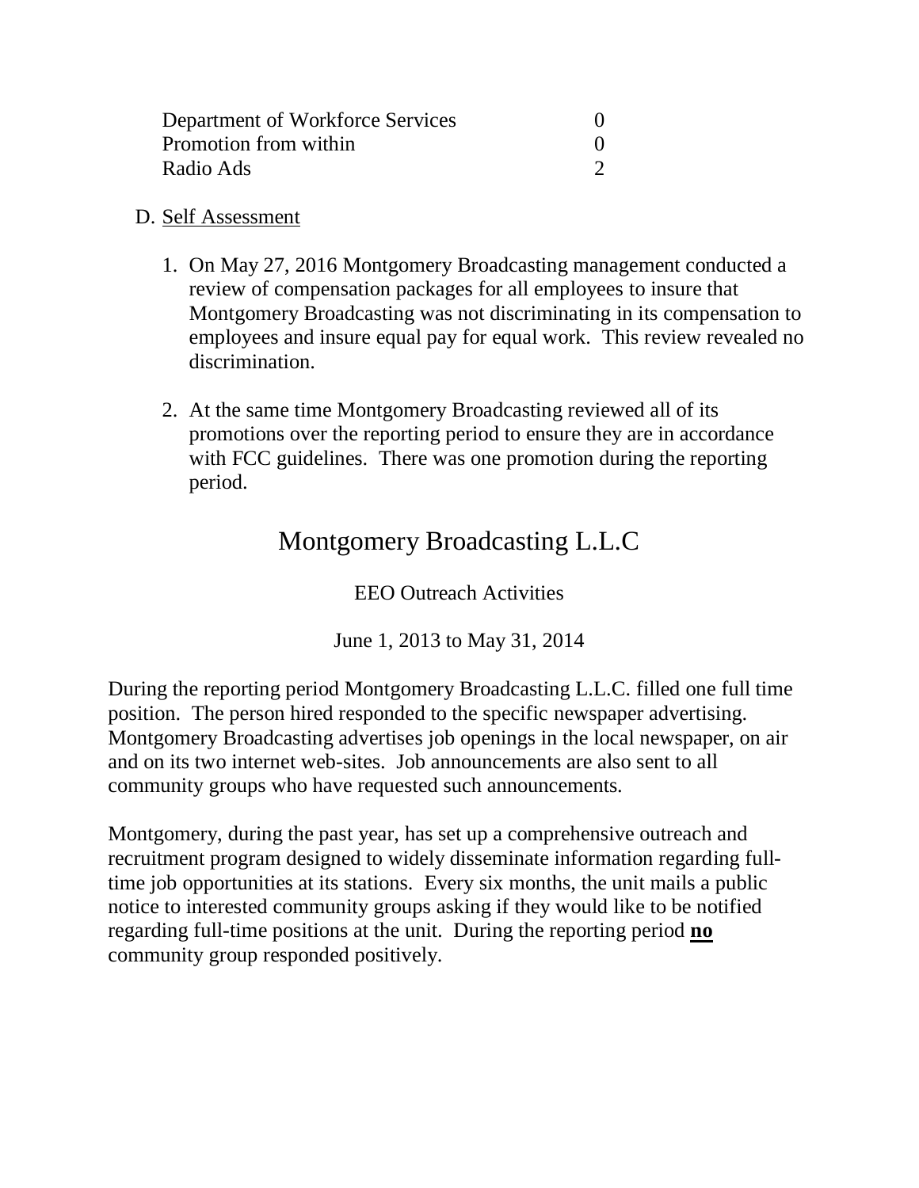| | |
|---|---|
| Department of Workforce Services | 0 |
| Promotion from within | 0 |
| Radio Ads | 2 |

D. Self Assessment

1. On May 27, 2016 Montgomery Broadcasting management conducted a review of compensation packages for all employees to insure that Montgomery Broadcasting was not discriminating in its compensation to employees and insure equal pay for equal work. This review revealed no discrimination.

2. At the same time Montgomery Broadcasting reviewed all of its promotions over the reporting period to ensure they are in accordance with FCC guidelines. There was one promotion during the reporting period.

# Montgomery Broadcasting L.L.C

EEO Outreach Activities

June 1, 2013 to May 31, 2014

During the reporting period Montgomery Broadcasting L.L.C. filled one full time position. The person hired responded to the specific newspaper advertising. Montgomery Broadcasting advertises job openings in the local newspaper, on air and on its two internet web-sites. Job announcements are also sent to all community groups who have requested such announcements.

Montgomery, during the past year, has set up a comprehensive outreach and recruitment program designed to widely disseminate information regarding full-time job opportunities at its stations. Every six months, the unit mails a public notice to interested community groups asking if they would like to be notified regarding full-time positions at the unit. During the reporting period **no** community group responded positively.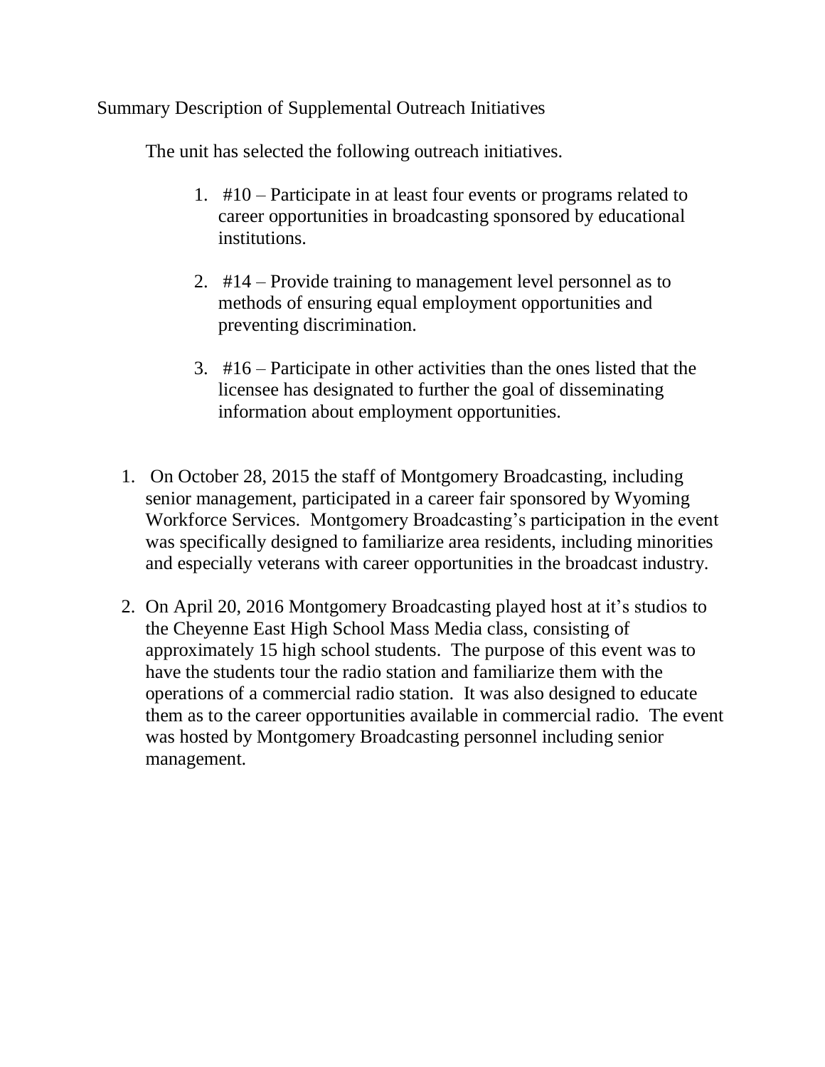Summary Description of Supplemental Outreach Initiatives

The unit has selected the following outreach initiatives.

1. #10 – Participate in at least four events or programs related to career opportunities in broadcasting sponsored by educational institutions.

2. #14 – Provide training to management level personnel as to methods of ensuring equal employment opportunities and preventing discrimination.

3. #16 – Participate in other activities than the ones listed that the licensee has designated to further the goal of disseminating information about employment opportunities.

1. On October 28, 2015 the staff of Montgomery Broadcasting, including senior management, participated in a career fair sponsored by Wyoming Workforce Services. Montgomery Broadcasting's participation in the event was specifically designed to familiarize area residents, including minorities and especially veterans with career opportunities in the broadcast industry.

2. On April 20, 2016 Montgomery Broadcasting played host at it's studios to the Cheyenne East High School Mass Media class, consisting of approximately 15 high school students. The purpose of this event was to have the students tour the radio station and familiarize them with the operations of a commercial radio station. It was also designed to educate them as to the career opportunities available in commercial radio. The event was hosted by Montgomery Broadcasting personnel including senior management.